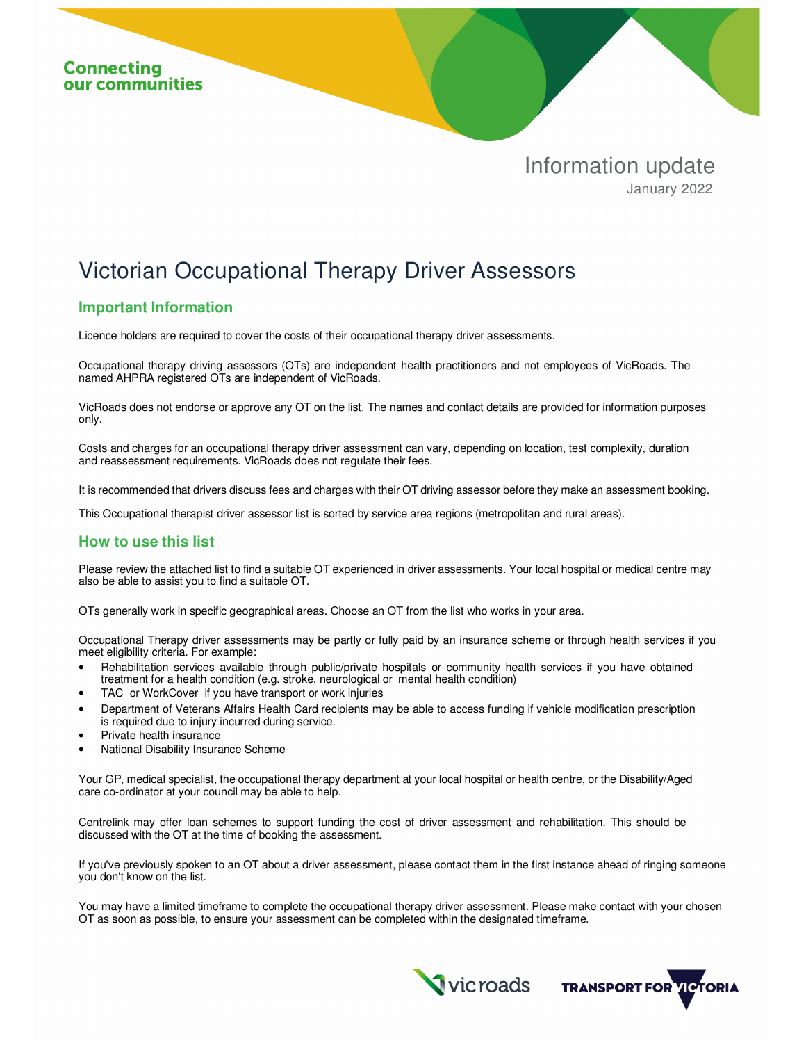Connecting our communities

Information update

January 2022

# Victorian Occupational Therapy Driver Assessors

## Important Information

Licence holders are required to cover the costs of their occupational therapy driver assessments.

Occupational therapy driving assessors (OTs) are independent health practitioners and not employees of VicRoads. The named AHPRA registered OTs are independent of VicRoads.

VicRoads does not endorse or approve any OT on the list. The names and contact details are provided for information purposes only.

Costs and charges for an occupational therapy driver assessment can vary, depending on location, test complexity, duration and reassessment requirements. VicRoads does not regulate their fees.

It is recommended that drivers discuss fees and charges with their OT driving assessor before they make an assessment booking.

This Occupational therapist driver assessor list is sorted by service area regions (metropolitan and rural areas).

## How to use this list

Please review the attached list to find a suitable OT experienced in driver assessments. Your local hospital or medical centre may also be able to assist you to find a suitable OT.

OTs generally work in specific geographical areas. Choose an OT from the list who works in your area.

Occupational Therapy driver assessments may be partly or fully paid by an insurance scheme or through health services if you meet eligibility criteria. For example:

- Rehabilitation services available through public/private hospitals or community health services if you have obtained treatment for a health condition (e.g. stroke, neurological or mental health condition)
- TAC or WorkCover if you have transport or work injuries
- Department of Veterans Affairs Health Card recipients may be able to access funding if vehicle modification prescription is required due to injury incurred during service.
- Private health insurance
- National Disability Insurance Scheme

Your GP, medical specialist, the occupational therapy department at your local hospital or health centre, or the Disability/Aged care co-ordinator at your council may be able to help.

Centrelink may offer loan schemes to support funding the cost of driver assessment and rehabilitation. This should be discussed with the OT at the time of booking the assessment.

If you've previously spoken to an OT about a driver assessment, please contact them in the first instance ahead of ringing someone you don't know on the list.

You may have a limited timeframe to complete the occupational therapy driver assessment. Please make contact with your chosen OT as soon as possible, to ensure your assessment can be completed within the designated timeframe.

vicroads TRANSPORT FOR VICTORIA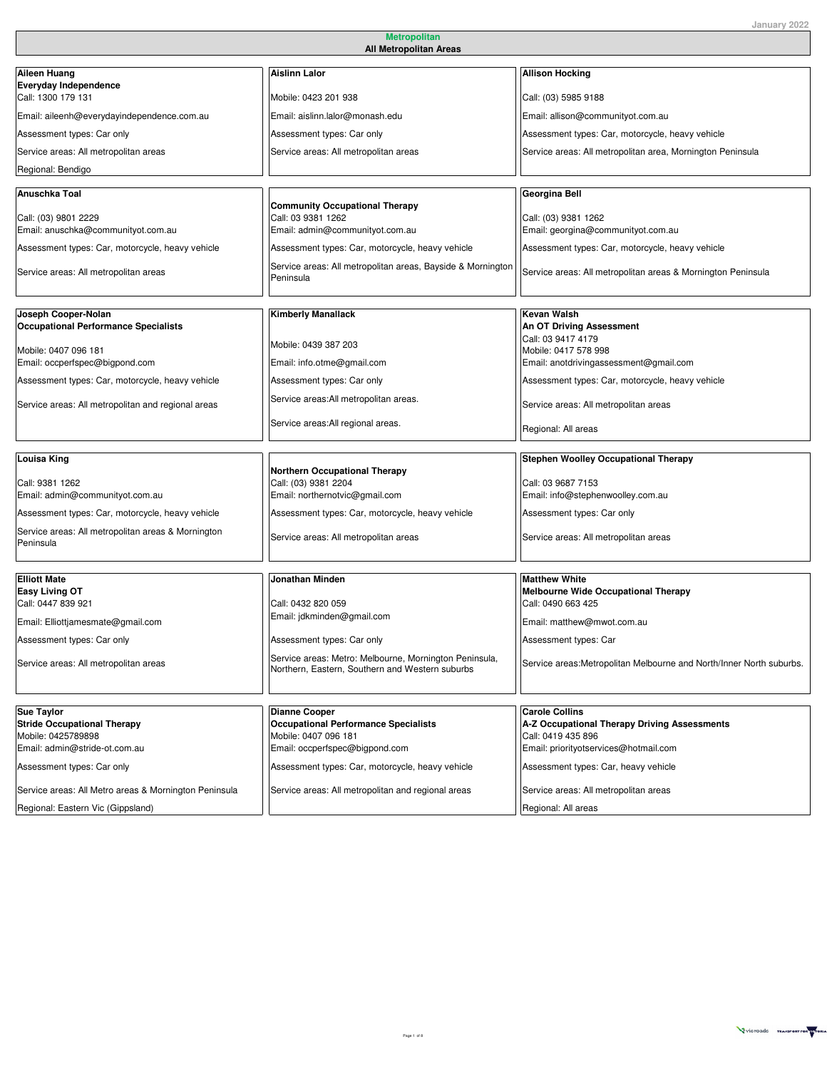## Metropolitan

### All Metropolitan Areas

**Aileen Huang**
**Everyday Independence**
Call: 1300 179 131
Email: aileenh@everydayindependence.com.au
Assessment types: Car only
Service areas: All metropolitan areas
Regional: Bendigo

**Aislinn Lalor**
Mobile: 0423 201 938
Email: aislinn.lalor@monash.edu
Assessment types: Car only
Service areas: All metropolitan areas

**Allison Hocking**
Call: (03) 5985 9188
Email: allison@communityot.com.au
Assessment types: Car, motorcycle, heavy vehicle
Service areas: All metropolitan area, Mornington Peninsula

**Anuschka Toal**
Call: (03) 9801 2229
Email: anuschka@communityot.com.au
Assessment types: Car, motorcycle, heavy vehicle
Service areas: All metropolitan areas

**Community Occupational Therapy**
Call: 03 9381 1262
Email: admin@communityot.com.au
Assessment types: Car, motorcycle, heavy vehicle
Service areas: All metropolitan areas, Bayside & Mornington Peninsula

**Georgina Bell**
Call: (03) 9381 1262
Email: georgina@communityot.com.au
Assessment types: Car, motorcycle, heavy vehicle
Service areas: All metropolitan areas & Mornington Peninsula

**Joseph Cooper-Nolan**
**Occupational Performance Specialists**
Mobile: 0407 096 181
Email: occperfspec@bigpond.com
Assessment types: Car, motorcycle, heavy vehicle
Service areas: All metropolitan and regional areas

**Kimberly Manallack**
Mobile: 0439 387 203
Email: info.otme@gmail.com
Assessment types: Car only
Service areas:All metropolitan areas.
Service areas:All regional areas.

**Kevan Walsh**
**An OT Driving Assessment**
Call: 03 9417 4179
Mobile: 0417 578 998
Email: anotdrivingassessment@gmail.com
Assessment types: Car, motorcycle, heavy vehicle
Service areas: All metropolitan areas
Regional: All areas

**Louisa King**
Call: 9381 1262
Email: admin@communityot.com.au
Assessment types: Car, motorcycle, heavy vehicle
Service areas: All metropolitan areas & Mornington Peninsula

**Northern Occupational Therapy**
Call: (03) 9381 1262
Email: northernotvic@gmail.com
Assessment types: Car, motorcycle, heavy vehicle
Service areas: All metropolitan areas

**Stephen Woolley Occupational Therapy**
Call: 03 9687 7153
Email: info@stephenwoolley.com.au
Assessment types: Car only
Service areas: All metropolitan areas

**Elliott Mate**
**Easy Living OT**
Call: 0447 839 921
Email: Elliottjamesmate@gmail.com
Assessment types: Car only
Service areas: All metropolitan areas

**Jonathan Minden**
Call: 0432 820 059
Email: jdkminden@gmail.com
Assessment types: Car only
Service areas: Metro: Melbourne, Mornington Peninsula, Northern, Eastern, Southern and Western suburbs

**Matthew White**
**Melbourne Wide Occupational Therapy**
Call: 0490 663 425
Email: matthew@mwot.com.au
Assessment types: Car
Service areas:Metropolitan Melbourne and North/Inner North suburbs.

**Sue Taylor**
**Stride Occupational Therapy**
Mobile: 0425789898
Email: admin@stride-ot.com.au
Assessment types: Car only
Service areas: All Metro areas & Mornington Peninsula
Regional: Eastern Vic (Gippsland)

**Dianne Cooper**
**Occupational Performance Specialists**
Mobile: 0407 096 181
Email: occperfspec@bigpond.com
Assessment types: Car, motorcycle, heavy vehicle
Service areas: All metropolitan and regional areas

**Carole Collins**
**A-Z Occupational Therapy Driving Assessments**
Call: 0419 435 896
Email: priorityotservices@hotmail.com
Assessment types: Car, heavy vehicle
Service areas: All metropolitan areas
Regional: All areas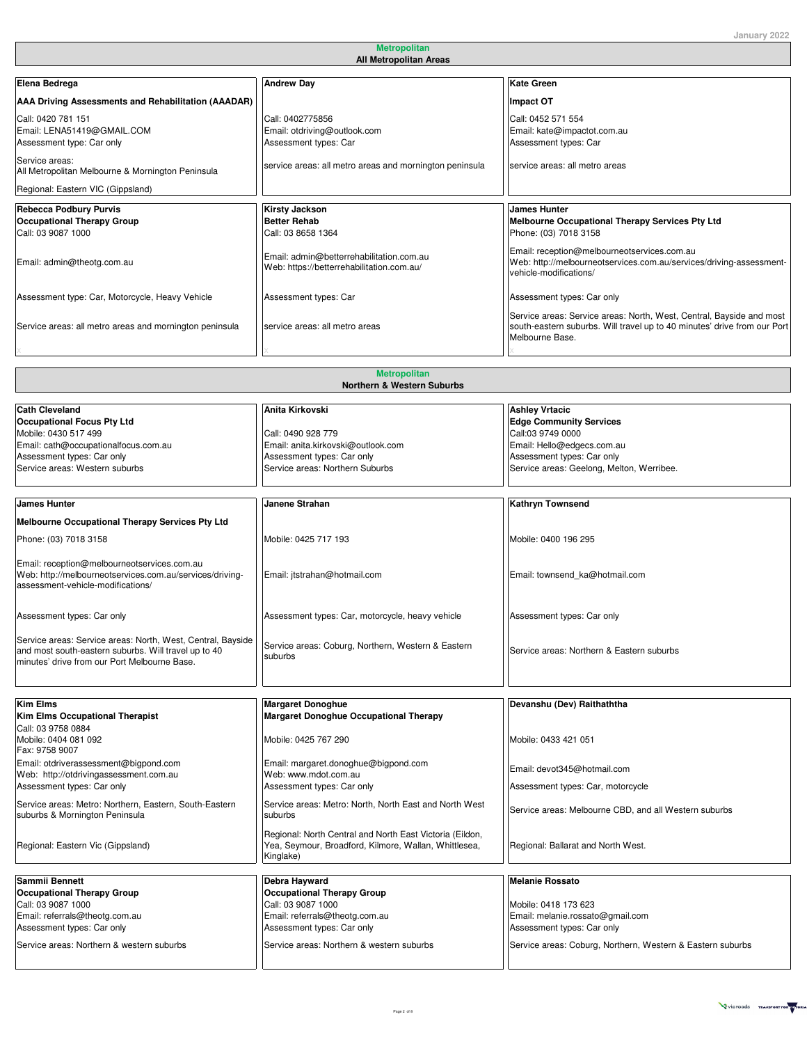January 2022

## Metropolitan
### All Metropolitan Areas

| | | |
|---|---|---|
| **Elena Bedrega**<br>**AAA Driving Assessments and Rehabilitation (AAADAR)**<br>Call: 0420 781 151<br>Email: LENA51419@GMAIL.COM<br>Assessment type: Car only<br>Service areas:<br>All Metropolitan Melbourne & Mornington Peninsula<br>Regional: Eastern VIC (Gippsland) | **Andrew Day**<br>Call: 0402775856<br>Email: otdriving@outlook.com<br>Assessment types: Car<br>service areas: all metro areas and mornington peninsula | **Kate Green**<br>**Impact OT**<br>Call: 0452 571 554<br>Email: kate@impactot.com.au<br>Assessment types: Car<br>service areas: all metro areas |
| **Rebecca Podbury Purvis**<br>**Occupational Therapy Group**<br>Call: 03 9087 1000<br>Email: admin@theotg.com.au<br>Assessment type: Car, Motorcycle, Heavy Vehicle<br>Service areas: all metro areas and mornington peninsula | **Kirsty Jackson**<br>**Better Rehab**<br>Call: 03 8658 1364<br>Email: admin@betterrehabilitation.com.au<br>Web: https://betterrehabilitation.com.au/<br>Assessment types: Car<br>service areas: all metro areas | **James Hunter**<br>**Melbourne Occupational Therapy Services Pty Ltd**<br>Phone: (03) 7018 3158<br>Email: reception@melbourneotservices.com.au<br>Web: http://melbourneotservices.com.au/services/driving-assessment-vehicle-modifications/<br>Assessment types: Car only<br>Service areas: Service areas: North, West, Central, Bayside and most south-eastern suburbs. Will travel up to 40 minutes' drive from our Port Melbourne Base. |

## Metropolitan
### Northern & Western Suburbs

| | | |
|---|---|---|
| **Cath Cleveland**<br>**Occupational Focus Pty Ltd**<br>Mobile: 0430 517 499<br>Email: cath@occupationalfocus.com.au<br>Assessment types: Car only<br>Service areas: Western suburbs | **Anita Kirkovski**<br>Call: 0490 928 779<br>Email: anita.kirkovski@outlook.com<br>Assessment types: Car only<br>Service areas: Northern Suburbs | **Ashley Vrtacic**<br>**Edge Community Services**<br>Call:03 9749 0000<br>Email: Hello@edgecs.com.au<br>Assessment types: Car only<br>Service areas: Geelong, Melton, Werribee. |
| **James Hunter**<br>**Melbourne Occupational Therapy Services Pty Ltd**<br>Phone: (03) 7018 3158<br>Email: reception@melbourneotservices.com.au<br>Web: http://melbourneotservices.com.au/services/driving-assessment-vehicle-modifications/<br>Assessment types: Car only<br>Service areas: Service areas: North, West, Central, Bayside and most south-eastern suburbs. Will travel up to 40 minutes' drive from our Port Melbourne Base. | **Janene Strahan**<br>Mobile: 0425 717 193<br>Email: jtstrahan@hotmail.com<br>Assessment types: Car, motorcycle, heavy vehicle<br>Service areas: Coburg, Northern, Western & Eastern suburbs | **Kathryn Townsend**<br>Mobile: 0400 196 295<br>Email: townsend_ka@hotmail.com<br>Assessment types: Car only<br>Service areas: Northern & Eastern suburbs |
| **Kim Elms**<br>**Kim Elms Occupational Therapist**<br>Call: 03 9758 0884<br>Mobile: 0404 081 092<br>Fax: 9758 9007<br>Email: otdriverassessment@bigpond.com<br>Web: http://otdrivingassessment.com.au<br>Assessment types: Car only<br>Service areas: Metro: Northern, Eastern, South-Eastern suburbs & Mornington Peninsula<br>Regional: Eastern Vic (Gippsland) | **Margaret Donoghue**<br>**Margaret Donoghue Occupational Therapy**<br>Mobile: 0425 767 290<br>Email: margaret.donoghue@bigpond.com<br>Web: www.mdot.com.au<br>Assessment types: Car only<br>Service areas: Metro: North, North East and North West suburbs<br>Regional: North Central and North East Victoria (Eildon, Yea, Seymour, Broadford, Kilmore, Wallan, Whittlesea, Kinglake) | **Devanshu (Dev) Raithaththa**<br>Mobile: 0433 421 051<br>Email: devot345@hotmail.com<br>Assessment types: Car, motorcycle<br>Service areas: Melbourne CBD, and all Western suburbs<br>Regional: Ballarat and North West. |
| **Sammii Bennett**<br>**Occupational Therapy Group**<br>Call: 03 9087 1000<br>Email: referrals@theotg.com.au<br>Assessment types: Car only<br>Service areas: Northern & western suburbs | **Debra Hayward**<br>**Occupational Therapy Group**<br>Call: 03 9087 1000<br>Email: referrals@theotg.com.au<br>Assessment types: Car only<br>Service areas: Northern & western suburbs | **Melanie Rossato**<br>Mobile: 0418 173 623<br>Email: melanie.rossato@gmail.com<br>Assessment types: Car only<br>Service areas: Coburg, Northern, Western & Eastern suburbs |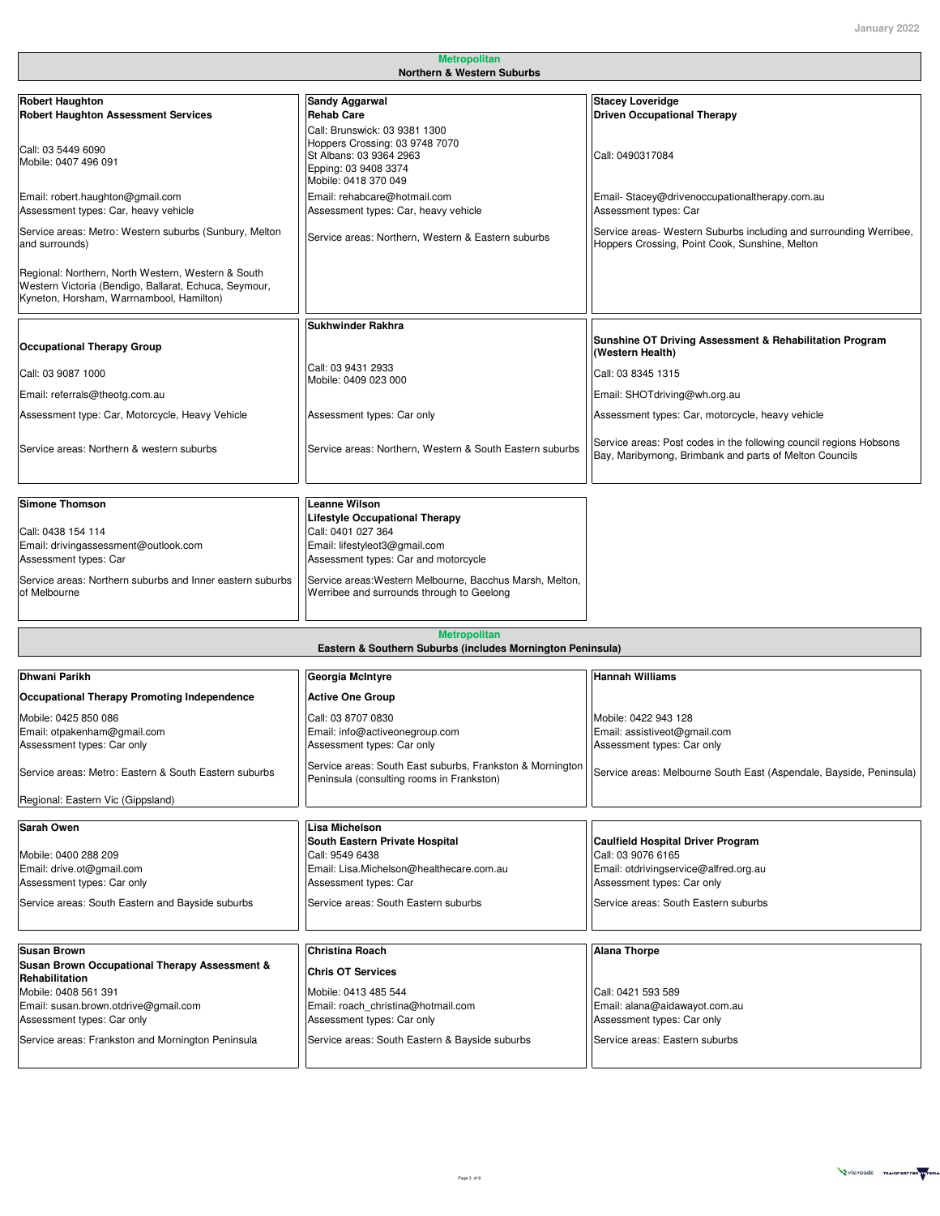## Metropolitan
### Northern & Western Suburbs

**Robert Haughton**
**Robert Haughton Assessment Services**

Call: 03 5449 6090
Mobile: 0407 496 091

Email: robert.haughton@gmail.com
Assessment types: Car, heavy vehicle

Service areas: Metro: Western suburbs (Sunbury, Melton and surrounds)

Regional: Northern, North Western, Western & South Western Victoria (Bendigo, Ballarat, Echuca, Seymour, Kyneton, Horsham, Warrnambool, Hamilton)

---

**Sandy Aggarwal**
**Rehab Care**

Call: Brunswick: 03 9381 1300
Hoppers Crossing: 03 9748 7070
St Albans: 03 9364 2963
Epping: 03 9408 3374
Mobile: 0418 370 049

Email: rehabcare@hotmail.com
Assessment types: Car, heavy vehicle

Service areas: Northern, Western & Eastern suburbs

---

**Stacey Loveridge**
**Driven Occupational Therapy**

Call: 0490317084

Email- Stacey@drivenoccupationaltherapy.com.au
Assessment types: Car

Service areas- Western Suburbs including and surrounding Werribee, Hoppers Crossing, Point Cook, Sunshine, Melton

---

**Occupational Therapy Group**

Call: 03 9087 1000

Email: referrals@theotg.com.au

Assessment type: Car, Motorcycle, Heavy Vehicle

Service areas: Northern & western suburbs

---

**Sukhwinder Rakhra**

Call: 03 9431 2933
Mobile: 0409 023 000

Assessment types: Car only

Service areas: Northern, Western & South Eastern suburbs

---

**Sunshine OT Driving Assessment & Rehabilitation Program (Western Health)**

Call: 03 8345 1315

Email: SHOTdriving@wh.org.au

Assessment types: Car, motorcycle, heavy vehicle

Service areas: Post codes in the following council regions Hobsons Bay, Maribyrnong, Brimbank and parts of Melton Councils

---

**Simone Thomson**

Call: 0438 154 114
Email: drivingassessment@outlook.com
Assessment types: Car

Service areas: Northern suburbs and Inner eastern suburbs of Melbourne

---

**Leanne Wilson**
**Lifestyle Occupational Therapy**
Call: 0401 027 364
Email: lifestyleot3@gmail.com
Assessment types: Car and motorcycle

Service areas:Western Melbourne, Bacchus Marsh, Melton, Werribee and surrounds through to Geelong

## Metropolitan
### Eastern & Southern Suburbs (includes Mornington Peninsula)

**Dhwani Parikh**

**Occupational Therapy Promoting Independence**

Mobile: 0425 850 086
Email: otpakenham@gmail.com
Assessment types: Car only

Service areas: Metro: Eastern & South Eastern suburbs

Regional: Eastern Vic (Gippsland)

---

**Georgia McIntyre**

**Active One Group**

Call: 03 8707 0830
Email: info@activeonegroup.com
Assessment types: Car only

Service areas: South East suburbs, Frankston & Mornington Peninsula (consulting rooms in Frankston)

---

**Hannah Williams**

Mobile: 0422 943 128
Email: assistiveot@gmail.com
Assessment types: Car only

Service areas: Melbourne South East (Aspendale, Bayside, Peninsula)

---

**Sarah Owen**

Mobile: 0400 288 209
Email: drive.ot@gmail.com
Assessment types: Car only

Service areas: South Eastern and Bayside suburbs

---

**Lisa Michelson**
**South Eastern Private Hospital**
Call: 9549 6438
Email: Lisa.Michelson@healthecare.com.au
Assessment types: Car

Service areas: South Eastern suburbs

---

**Caulfield Hospital Driver Program**
Call: 03 9076 6165
Email: otdrivingservice@alfred.org.au
Assessment types: Car only

Service areas: South Eastern suburbs

---

**Susan Brown**
**Susan Brown Occupational Therapy Assessment & Rehabilitation**
Mobile: 0408 561 391
Email: susan.brown.otdrive@gmail.com
Assessment types: Car only

Service areas: Frankston and Mornington Peninsula

---

**Christina Roach**

**Chris OT Services**

Mobile: 0413 485 544
Email: roach_christina@hotmail.com
Assessment types: Car only

Service areas: South Eastern & Bayside suburbs

---

**Alana Thorpe**

Call: 0421 593 589
Email: alana@aidawayot.com.au
Assessment types: Car only

Service areas: Eastern suburbs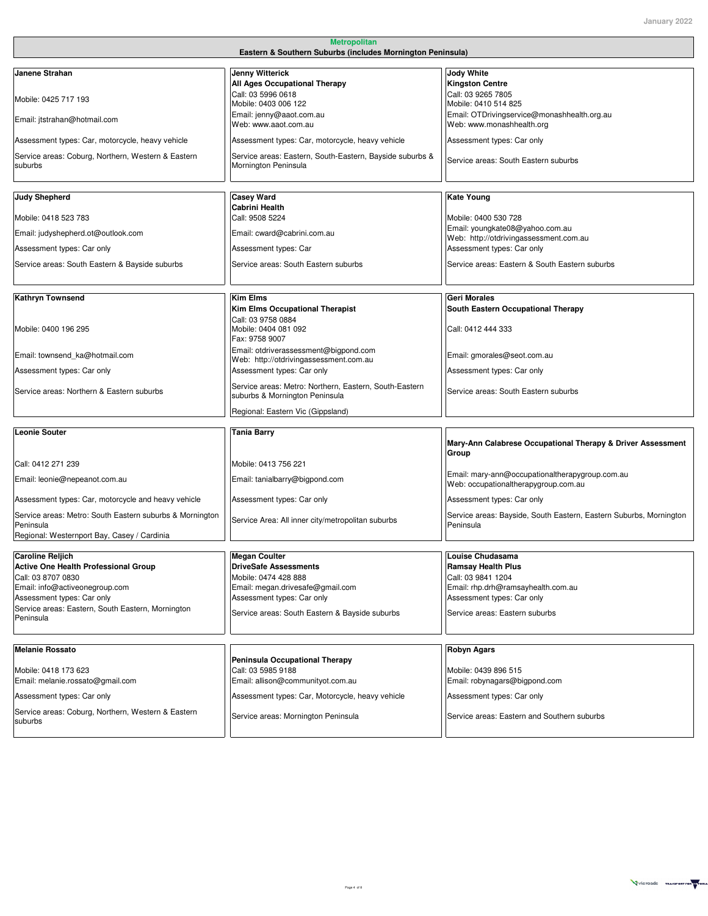## Metropolitan

### Eastern & Southern Suburbs (includes Mornington Peninsula)

**Janene Strahan**

Mobile: 0425 717 193

Email: jtstrahan@hotmail.com

Assessment types: Car, motorcycle, heavy vehicle

Service areas: Coburg, Northern, Western & Eastern suburbs

**Jenny Witterick**
**All Ages Occupational Therapy**
Call: 03 5996 0618
Mobile: 0403 006 122
Email: jenny@aaot.com.au
Web: www.aaot.com.au

Assessment types: Car, motorcycle, heavy vehicle

Service areas: Eastern, South-Eastern, Bayside suburbs & Mornington Peninsula

**Jody White**
**Kingston Centre**
Call: 03 9265 7805
Mobile: 0410 514 825
Email: OTDrivingservice@monashhealth.org.au
Web: www.monashhealth.org

Assessment types: Car only

Service areas: South Eastern suburbs

**Judy Shepherd**

Mobile: 0418 523 783

Email: judyshepherd.ot@outlook.com

Assessment types: Car only

Service areas: South Eastern & Bayside suburbs

**Casey Ward**
**Cabrini Health**
Call: 9508 5224

Email: cward@cabrini.com.au

Assessment types: Car

Service areas: South Eastern suburbs

**Kate Young**

Mobile: 0400 530 728
Email: youngkate08@yahoo.com.au
Web: http://otdrivingassessment.com.au

Assessment types: Car only

Service areas: Eastern & South Eastern suburbs

**Kathryn Townsend**

Mobile: 0400 196 295

Email: townsend_ka@hotmail.com

Assessment types: Car only

Service areas: Northern & Eastern suburbs

**Kim Elms**
**Kim Elms Occupational Therapist**
Call: 03 9758 0884
Mobile: 0404 081 092
Fax: 9758 9007
Email: otdriverassessment@bigpond.com
Web: http://otdrivingassessment.com.au

Assessment types: Car only

Service areas: Metro: Northern, Eastern, South-Eastern suburbs & Mornington Peninsula

Regional: Eastern Vic (Gippsland)

**Geri Morales**
**South Eastern Occupational Therapy**

Call: 0412 444 333

Email: gmorales@seot.com.au

Assessment types: Car only

Service areas: South Eastern suburbs

**Leonie Souter**

Call: 0412 271 239

Email: leonie@nepeanot.com.au

Assessment types: Car, motorcycle and heavy vehicle

Service areas: Metro: South Eastern suburbs & Mornington Peninsula
Regional: Westernport Bay, Casey / Cardinia

**Tania Barry**

Mobile: 0413 756 221

Email: tanialbarry@bigpond.com

Assessment types: Car only

Service Area: All inner city/metropolitan suburbs

**Mary-Ann Calabrese Occupational Therapy & Driver Assessment Group**

Email: mary-ann@occupationaltherapygroup.com.au
Web: occupationaltherapygroup.com.au

Assessment types: Car only

Service areas: Bayside, South Eastern, Eastern Suburbs, Mornington Peninsula

**Caroline Reljich**
**Active One Health Professional Group**
Call: 03 8707 0830
Email: info@activeonegroup.com
Assessment types: Car only
Service areas: Eastern, South Eastern, Mornington Peninsula

**Megan Coulter**
**DriveSafe Assessments**
Mobile: 0474 428 888
Email: megan.drivesafe@gmail.com
Assessment types: Car only

Service areas: South Eastern & Bayside suburbs

**Louise Chudasama**
**Ramsay Health Plus**
Call: 03 9841 1204
Email: rhp.drh@ramsayhealth.com.au
Assessment types: Car only

Service areas: Eastern suburbs

**Melanie Rossato**

Mobile: 0418 173 623
Email: melanie.rossato@gmail.com

Assessment types: Car only

Service areas: Coburg, Northern, Western & Eastern suburbs

**Peninsula Occupational Therapy**
Call: 03 5985 9188
Email: allison@communityot.com.au

Assessment types: Car, Motorcycle, heavy vehicle

Service areas: Mornington Peninsula

**Robyn Agars**

Mobile: 0439 896 515
Email: robynagars@bigpond.com

Assessment types: Car only

Service areas: Eastern and Southern suburbs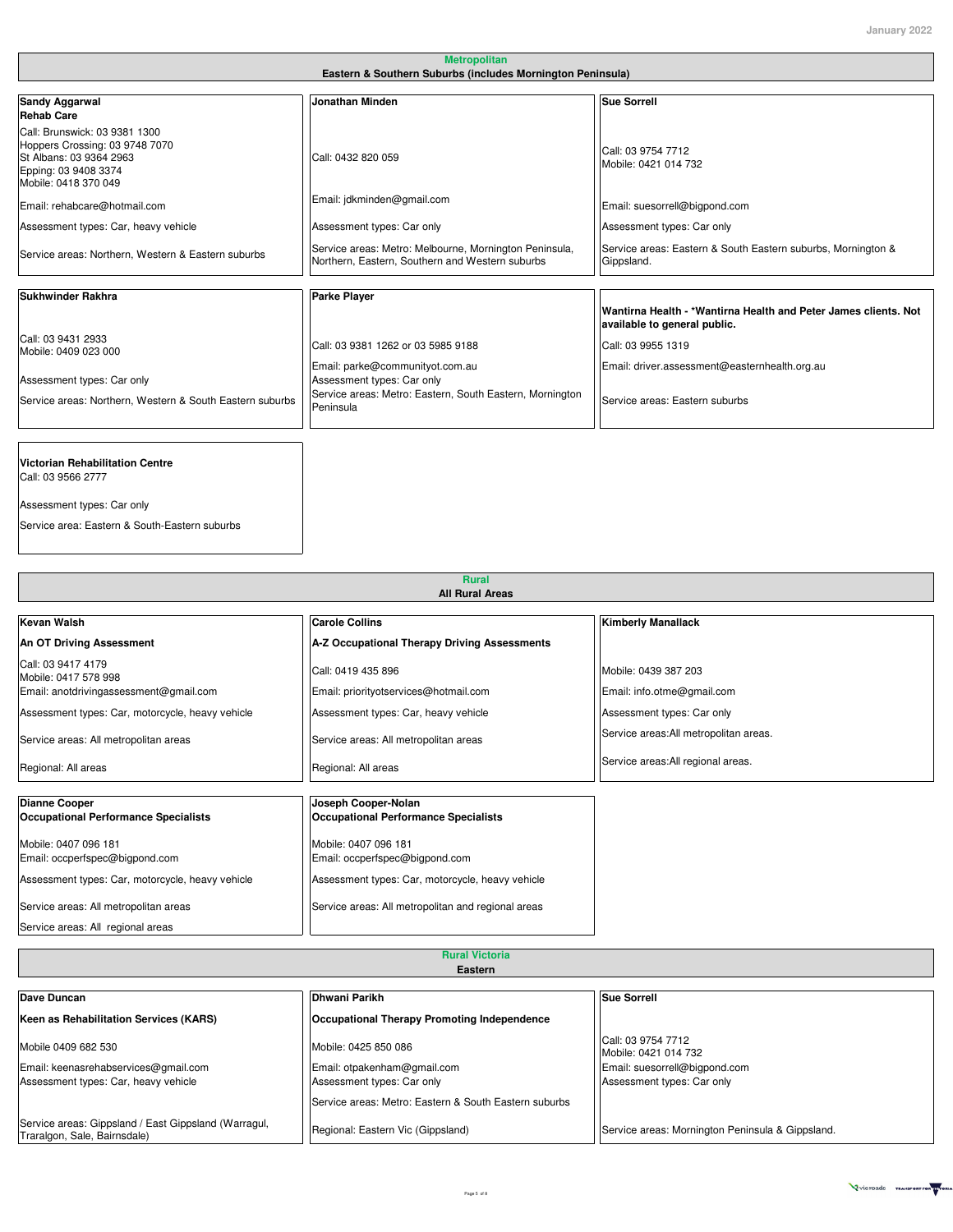## Metropolitan
### Eastern & Southern Suburbs (includes Mornington Peninsula)

**Sandy Aggarwal**
**Rehab Care**

Call: Brunswick: 03 9381 1300
Hoppers Crossing: 03 9748 7070
St Albans: 03 9364 2963
Epping: 03 9408 3374
Mobile: 0418 370 049

Email: rehabcare@hotmail.com

Assessment types: Car, heavy vehicle

Service areas: Northern, Western & Eastern suburbs

**Jonathan Minden**

Call: 0432 820 059

Email: jdkminden@gmail.com

Assessment types: Car only

Service areas: Metro: Melbourne, Mornington Peninsula, Northern, Eastern, Southern and Western suburbs

**Sue Sorrell**

Call: 03 9754 7712
Mobile: 0421 014 732

Email: suesorrell@bigpond.com

Assessment types: Car only

Service areas: Eastern & South Eastern suburbs, Mornington & Gippsland.

**Sukhwinder Rakhra**

Call: 03 9431 2933
Mobile: 0409 023 000

Assessment types: Car only

Service areas: Northern, Western & South Eastern suburbs

**Parke Player**

Call: 03 9381 1262 or 03 5985 9188

Email: parke@communityot.com.au
Assessment types: Car only
Service areas: Metro: Eastern, South Eastern, Mornington Peninsula

**Wantirna Health - *Wantirna Health and Peter James clients. Not available to general public.**

Call: 03 9955 1319

Email: driver.assessment@easternhealth.org.au

Service areas: Eastern suburbs

**Victorian Rehabilitation Centre**
Call: 03 9566 2777

Assessment types: Car only

Service area: Eastern & South-Eastern suburbs

## Rural
### All Rural Areas

**Kevan Walsh**

**An OT Driving Assessment**

Call: 03 9417 4179
Mobile: 0417 578 998
Email: anotdrivingassessment@gmail.com

Assessment types: Car, motorcycle, heavy vehicle

Service areas: All metropolitan areas

Regional: All areas

**Carole Collins**

**A-Z Occupational Therapy Driving Assessments**

Call: 0419 435 896

Email: priorityotservices@hotmail.com

Assessment types: Car, heavy vehicle

Service areas: All metropolitan areas

Regional: All areas

**Kimberly Manallack**

Mobile: 0439 387 203

Email: info.otme@gmail.com

Assessment types: Car only

Service areas:All metropolitan areas.

Service areas:All regional areas.

**Dianne Cooper**
**Occupational Performance Specialists**

Mobile: 0407 096 181
Email: occperfspec@bigpond.com

Assessment types: Car, motorcycle, heavy vehicle

Service areas: All metropolitan areas

Service areas: All regional areas

**Joseph Cooper-Nolan**
**Occupational Performance Specialists**

Mobile: 0407 096 181
Email: occperfspec@bigpond.com

Assessment types: Car, motorcycle, heavy vehicle

Service areas: All metropolitan and regional areas

## Rural Victoria
### Eastern

**Dave Duncan**

**Keen as Rehabilitation Services (KARS)**

Mobile 0409 682 530

Email: keenasrehabservices@gmail.com
Assessment types: Car, heavy vehicle

Service areas: Gippsland / East Gippsland (Warragul, Traralgon, Sale, Bairnsdale)

**Dhwani Parikh**

**Occupational Therapy Promoting Independence**

Mobile: 0425 850 086

Email: otpakenham@gmail.com
Assessment types: Car only

Service areas: Metro: Eastern & South Eastern suburbs

Regional: Eastern Vic (Gippsland)

**Sue Sorrell**

Call: 03 9754 7712
Mobile: 0421 014 732
Email: suesorrell@bigpond.com
Assessment types: Car only

Service areas: Mornington Peninsula & Gippsland.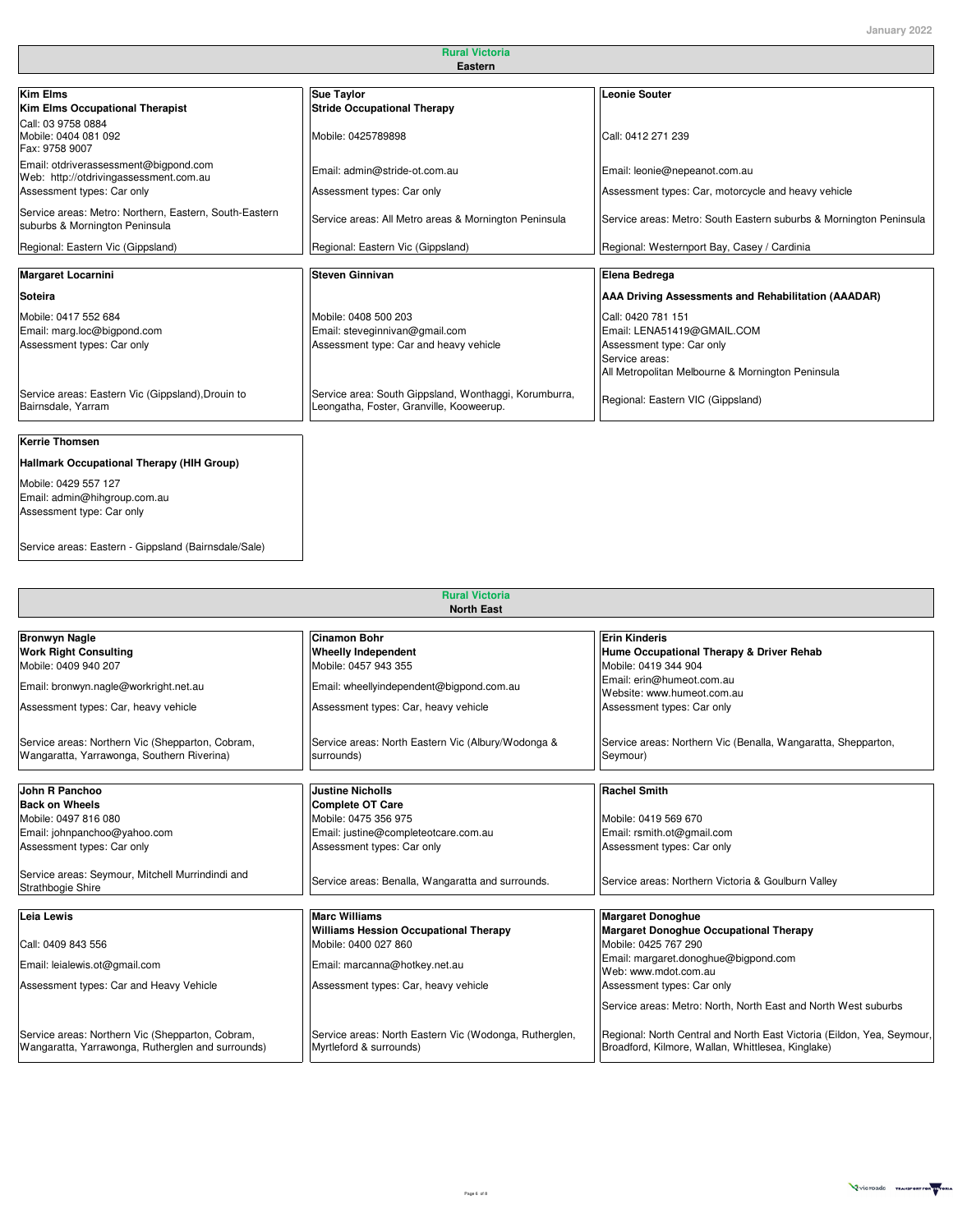## Rural Victoria
### Eastern

**Kim Elms**
**Kim Elms Occupational Therapist**
Call: 03 9758 0884
Mobile: 0404 081 092
Fax: 9758 9007
Email: otdriverassessment@bigpond.com
Web: http://otdrivingassessment.com.au
Assessment types: Car only
Service areas: Metro: Northern, Eastern, South-Eastern suburbs & Mornington Peninsula
Regional: Eastern Vic (Gippsland)

**Sue Taylor**
**Stride Occupational Therapy**
Mobile: 0425789898
Email: admin@stride-ot.com.au
Assessment types: Car only
Service areas: All Metro areas & Mornington Peninsula
Regional: Eastern Vic (Gippsland)

**Leonie Souter**
Call: 0412 271 239
Email: leonie@nepeanot.com.au
Assessment types: Car, motorcycle and heavy vehicle
Service areas: Metro: South Eastern suburbs & Mornington Peninsula
Regional: Westernport Bay, Casey / Cardinia

**Margaret Locarnini**
**Soteira**
Mobile: 0417 552 684
Email: marg.loc@bigpond.com
Assessment types: Car only
Service areas: Eastern Vic (Gippsland),Drouin to Bairnsdale, Yarram

**Steven Ginnivan**
Mobile: 0408 500 203
Email: steveginnivan@gmail.com
Assessment type: Car and heavy vehicle
Service area: South Gippsland, Wonthaggi, Korumburra, Leongatha, Foster, Granville, Kooweerup.

**Elena Bedrega**
**AAA Driving Assessments and Rehabilitation (AAADAR)**
Call: 0420 781 151
Email: LENA51419@GMAIL.COM
Assessment type: Car only
Service areas:
All Metropolitan Melbourne & Mornington Peninsula
Regional: Eastern VIC (Gippsland)

**Kerrie Thomsen**
**Hallmark Occupational Therapy (HIH Group)**
Mobile: 0429 557 127
Email: admin@hihgroup.com.au
Assessment type: Car only
Service areas: Eastern - Gippsland (Bairnsdale/Sale)

## Rural Victoria
### North East

**Bronwyn Nagle**
**Work Right Consulting**
Mobile: 0409 940 207
Email: bronwyn.nagle@workright.net.au
Assessment types: Car, heavy vehicle
Service areas: Northern Vic (Shepparton, Cobram, Wangaratta, Yarrawonga, Southern Riverina)

**Cinamon Bohr**
**Wheelly Independent**
Mobile: 0457 943 355
Email: wheellyindependent@bigpond.com.au
Assessment types: Car, heavy vehicle
Service areas: North Eastern Vic (Albury/Wodonga & surrounds)

**Erin Kinderis**
**Hume Occupational Therapy & Driver Rehab**
Mobile: 0419 344 904
Email: erin@humeot.com.au
Website: www.humeot.com.au
Assessment types: Car only
Service areas: Northern Vic (Benalla, Wangaratta, Shepparton, Seymour)

**John R Panchoo**
**Back on Wheels**
Mobile: 0497 816 080
Email: johnpanchoo@yahoo.com
Assessment types: Car only
Service areas: Seymour, Mitchell Murrindindi and Strathbogie Shire

**Justine Nicholls**
**Complete OT Care**
Mobile: 0475 356 975
Email: justine@completeotcare.com.au
Assessment types: Car only
Service areas: Benalla, Wangaratta and surrounds.

**Rachel Smith**
Mobile: 0419 569 670
Email: rsmith.ot@gmail.com
Assessment types: Car only
Service areas: Northern Victoria & Goulburn Valley

**Leia Lewis**
Call: 0409 843 556
Email: leialewis.ot@gmail.com
Assessment types: Car and Heavy Vehicle
Service areas: Northern Vic (Shepparton, Cobram, Wangaratta, Yarrawonga, Rutherglen and surrounds)

**Marc Williams**
**Williams Hession Occupational Therapy**
Mobile: 0400 027 860
Email: marcanna@hotkey.net.au
Assessment types: Car, heavy vehicle
Service areas: North Eastern Vic (Wodonga, Rutherglen, Myrtleford & surrounds)

**Margaret Donoghue**
**Margaret Donoghue Occupational Therapy**
Mobile: 0425 767 290
Email: margaret.donoghue@bigpond.com
Web: www.mdot.com.au
Assessment types: Car only
Service areas: Metro: North, North East and North West suburbs
Regional: North Central and North East Victoria (Eildon, Yea, Seymour, Broadford, Kilmore, Wallan, Whittlesea, Kinglake)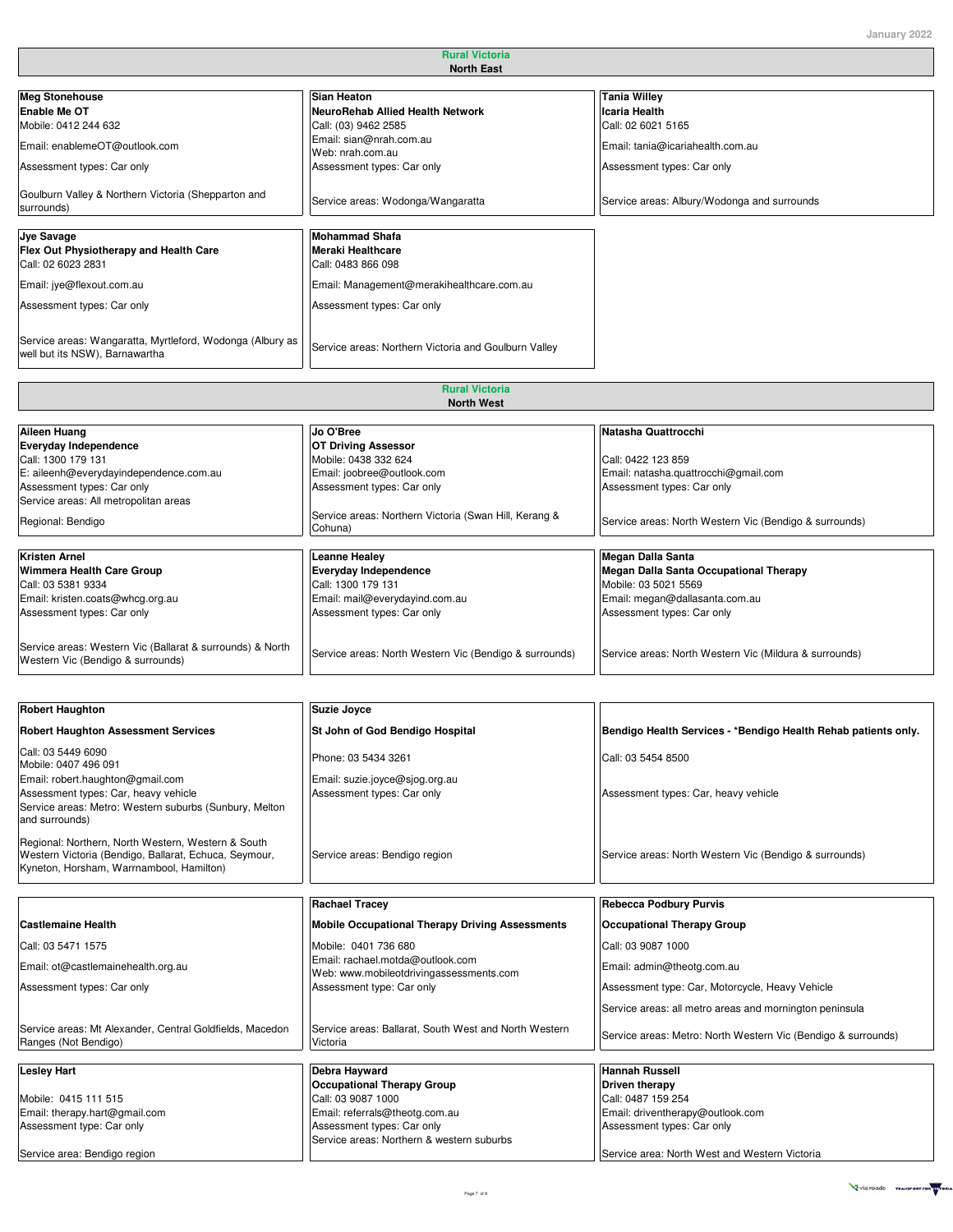## Rural Victoria
### North East

**Meg Stonehouse**
**Enable Me OT**
Mobile: 0412 244 632
Email: enablemeOT@outlook.com
Assessment types: Car only
Goulburn Valley & Northern Victoria (Shepparton and surrounds)

**Sian Heaton**
**NeuroRehab Allied Health Network**
Call: (03) 9462 2585
Email: sian@nrah.com.au
Web: nrah.com.au
Assessment types: Car only
Service areas: Wodonga/Wangaratta

**Tania Willey**
**Icaria Health**
Call: 02 6021 5165
Email: tania@icariahealth.com.au
Assessment types: Car only
Service areas: Albury/Wodonga and surrounds

**Jye Savage**
**Flex Out Physiotherapy and Health Care**
Call: 02 6023 2831
Email: jye@flexout.com.au
Assessment types: Car only
Service areas: Wangaratta, Myrtleford, Wodonga (Albury as well but its NSW), Barnawartha

**Mohammad Shafa**
**Meraki Healthcare**
Call: 0483 866 098
Email: Management@merakihealthcare.com.au
Assessment types: Car only
Service areas: Northern Victoria and Goulburn Valley

## Rural Victoria
### North West

**Aileen Huang**
**Everyday Independence**
Call: 1300 179 131
E: aileenh@everydayindependence.com.au
Assessment types: Car only
Service areas: All metropolitan areas
Regional: Bendigo

**Jo O'Bree**
**OT Driving Assessor**
Mobile: 0438 332 624
Email: joobree@outlook.com
Assessment types: Car only
Service areas: Northern Victoria (Swan Hill, Kerang & Cohuna)

**Natasha Quattrocchi**
Call: 0422 123 859
Email: natasha.quattrocchi@gmail.com
Assessment types: Car only
Service areas: North Western Vic (Bendigo & surrounds)

**Kristen Arnel**
**Wimmera Health Care Group**
Call: 03 5381 9334
Email: kristen.coats@whcg.org.au
Assessment types: Car only
Service areas: Western Vic (Ballarat & surrounds) & North Western Vic (Bendigo & surrounds)

**Leanne Healey**
**Everyday Independence**
Call: 1300 179 131
Email: mail@everydayind.com.au
Assessment types: Car only
Service areas: North Western Vic (Bendigo & surrounds)

**Megan Dalla Santa**
**Megan Dalla Santa Occupational Therapy**
Mobile: 03 5021 5569
Email: megan@dallasanta.com.au
Assessment types: Car only
Service areas: North Western Vic (Mildura & surrounds)

**Robert Haughton**
**Robert Haughton Assessment Services**
Call: 03 5449 6090
Mobile: 0407 496 091
Email: robert.haughton@gmail.com
Assessment types: Car, heavy vehicle
Service areas: Metro: Western suburbs (Sunbury, Melton and surrounds)
Regional: Northern, North Western, Western & South Western Victoria (Bendigo, Ballarat, Echuca, Seymour, Kyneton, Horsham, Warrnambool, Hamilton)

**Suzie Joyce**
**St John of God Bendigo Hospital**
Phone: 03 5434 3261
Email: suzie.joyce@sjog.org.au
Assessment types: Car only
Service areas: Bendigo region

**Bendigo Health Services - *Bendigo Health Rehab patients only.**
Call: 03 5454 8500
Assessment types: Car, heavy vehicle
Service areas: North Western Vic (Bendigo & surrounds)

**Castlemaine Health**
Call: 03 5471 1575
Email: ot@castlemainehealth.org.au
Assessment types: Car only
Service areas: Mt Alexander, Central Goldfields, Macedon Ranges (Not Bendigo)

**Rachael Tracey**
**Mobile Occupational Therapy Driving Assessments**
Mobile: 0401 736 680
Email: rachael.motda@outlook.com
Web: www.mobileotdrivingassessments.com
Assessment type: Car only
Service areas: Ballarat, South West and North Western Victoria

**Rebecca Podbury Purvis**
**Occupational Therapy Group**
Call: 03 9087 1000
Email: admin@theotg.com.au
Assessment type: Car, Motorcycle, Heavy Vehicle
Service areas: all metro areas and mornington peninsula
Service areas: Metro: North Western Vic (Bendigo & surrounds)

**Lesley Hart**
Mobile: 0415 111 515
Email: therapy.hart@gmail.com
Assessment type: Car only
Service area: Bendigo region

**Debra Hayward**
**Occupational Therapy Group**
Call: 03 9087 1000
Email: referrals@theotg.com.au
Assessment types: Car only
Service areas: Northern & western suburbs

**Hannah Russell**
**Driven therapy**
Call: 0487 159 254
Email: driventherapy@outlook.com
Assessment types: Car only
Service area: North West and Western Victoria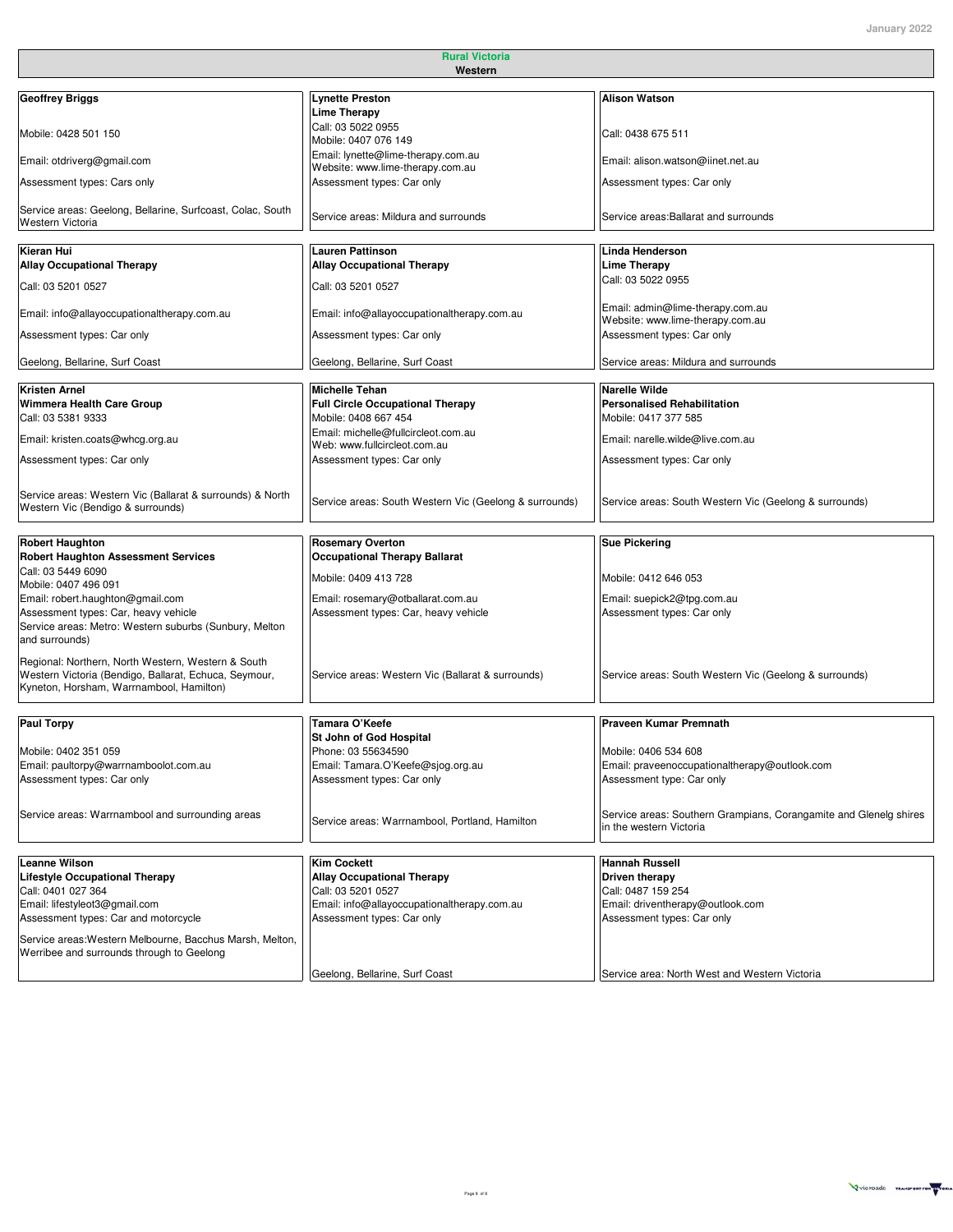**Rural Victoria**

**Western**

| | | |
|---|---|---|
| **Geoffrey Briggs**<br><br>Mobile: 0428 501 150<br><br>Email: otdriverg@gmail.com<br><br>Assessment types: Cars only<br><br>Service areas: Geelong, Bellarine, Surfcoast, Colac, South Western Victoria | **Lynette Preston**<br>**Lime Therapy**<br>Call: 03 5022 0955<br>Mobile: 0407 076 149<br>Email: lynette@lime-therapy.com.au<br>Website: www.lime-therapy.com.au<br>Assessment types: Car only<br><br>Service areas: Mildura and surrounds | **Alison Watson**<br><br>Call: 0438 675 511<br><br>Email: alison.watson@iinet.net.au<br><br>Assessment types: Car only<br><br>Service areas:Ballarat and surrounds |
| **Kieran Hui**<br>**Allay Occupational Therapy**<br>Call: 03 5201 0527<br><br>Email: info@allayoccupationaltherapy.com.au<br><br>Assessment types: Car only<br><br>Geelong, Bellarine, Surf Coast | **Lauren Pattinson**<br>**Allay Occupational Therapy**<br>Call: 03 5201 0527<br><br>Email: info@allayoccupationaltherapy.com.au<br><br>Assessment types: Car only<br><br>Geelong, Bellarine, Surf Coast | **Linda Henderson**<br>**Lime Therapy**<br>Call: 03 5022 0955<br><br>Email: admin@lime-therapy.com.au<br>Website: www.lime-therapy.com.au<br>Assessment types: Car only<br><br>Service areas: Mildura and surrounds |
| **Kristen Arnel**<br>**Wimmera Health Care Group**<br>Call: 03 5381 9333<br><br>Email: kristen.coats@whcg.org.au<br><br>Assessment types: Car only<br><br>Service areas: Western Vic (Ballarat & surrounds) & North Western Vic (Bendigo & surrounds) | **Michelle Tehan**<br>**Full Circle Occupational Therapy**<br>Mobile: 0408 667 454<br>Email: michelle@fullcircleot.com.au<br>Web: www.fullcircleot.com.au<br>Assessment types: Car only<br><br>Service areas: South Western Vic (Geelong & surrounds) | **Narelle Wilde**<br>**Personalised Rehabilitation**<br>Mobile: 0417 377 585<br><br>Email: narelle.wilde@live.com.au<br><br>Assessment types: Car only<br><br>Service areas: South Western Vic (Geelong & surrounds) |
| **Robert Haughton**<br>**Robert Haughton Assessment Services**<br>Call: 03 5449 6090<br>Mobile: 0407 496 091<br>Email: robert.haughton@gmail.com<br>Assessment types: Car, heavy vehicle<br>Service areas: Metro: Western suburbs (Sunbury, Melton and surrounds)<br><br>Regional: Northern, North Western, Western & South Western Victoria (Bendigo, Ballarat, Echuca, Seymour, Kyneton, Horsham, Warrnambool, Hamilton) | **Rosemary Overton**<br>**Occupational Therapy Ballarat**<br><br>Mobile: 0409 413 728<br><br>Email: rosemary@otballarat.com.au<br>Assessment types: Car, heavy vehicle<br><br>Service areas: Western Vic (Ballarat & surrounds) | **Sue Pickering**<br><br>Mobile: 0412 646 053<br><br>Email: suepick2@tpg.com.au<br>Assessment types: Car only<br><br>Service areas: South Western Vic (Geelong & surrounds) |
| **Paul Torpy**<br><br>Mobile: 0402 351 059<br>Email: paultorpy@warrnamboolot.com.au<br>Assessment types: Car only<br><br>Service areas: Warrnambool and surrounding areas | **Tamara O'Keefe**<br>**St John of God Hospital**<br>Phone: 03 55634590<br>Email: Tamara.O'Keefe@sjog.org.au<br>Assessment types: Car only<br><br>Service areas: Warrnambool, Portland, Hamilton | **Praveen Kumar Premnath**<br><br>Mobile: 0406 534 608<br>Email: praveenoccupationaltherapy@outlook.com<br>Assessment type: Car only<br><br>Service areas: Southern Grampians, Corangamite and Glenelg shires in the western Victoria |
| **Leanne Wilson**<br>**Lifestyle Occupational Therapy**<br>Call: 0401 027 364<br>Email: lifestyleot3@gmail.com<br>Assessment types: Car and motorcycle<br><br>Service areas:Western Melbourne, Bacchus Marsh, Melton, Werribee and surrounds through to Geelong | **Kim Cockett**<br>**Allay Occupational Therapy**<br>Call: 03 5201 0527<br>Email: info@allayoccupationaltherapy.com.au<br>Assessment types: Car only<br><br>Geelong, Bellarine, Surf Coast | **Hannah Russell**<br>**Driven therapy**<br>Call: 0487 159 254<br>Email: driventherapy@outlook.com<br>Assessment types: Car only<br><br>Service area: North West and Western Victoria |